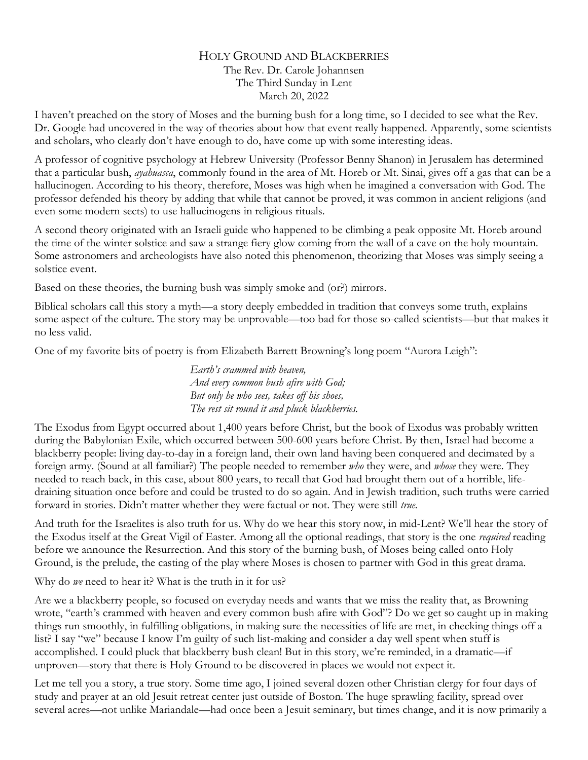# Holy Ground and Blackberries

The Rev. Dr. Carole Johannsen
The Third Sunday in Lent
March 20, 2022

I haven't preached on the story of Moses and the burning bush for a long time, so I decided to see what the Rev. Dr. Google had uncovered in the way of theories about how that event really happened. Apparently, some scientists and scholars, who clearly don't have enough to do, have come up with some interesting ideas.

A professor of cognitive psychology at Hebrew University (Professor Benny Shanon) in Jerusalem has determined that a particular bush, *ayahuasca*, commonly found in the area of Mt. Horeb or Mt. Sinai, gives off a gas that can be a hallucinogen. According to his theory, therefore, Moses was high when he imagined a conversation with God. The professor defended his theory by adding that while that cannot be proved, it was common in ancient religions (and even some modern sects) to use hallucinogens in religious rituals.

A second theory originated with an Israeli guide who happened to be climbing a peak opposite Mt. Horeb around the time of the winter solstice and saw a strange fiery glow coming from the wall of a cave on the holy mountain. Some astronomers and archeologists have also noted this phenomenon, theorizing that Moses was simply seeing a solstice event.

Based on these theories, the burning bush was simply smoke and (or?) mirrors.

Biblical scholars call this story a myth—a story deeply embedded in tradition that conveys some truth, explains some aspect of the culture. The story may be unprovable—too bad for those so-called scientists—but that makes it no less valid.

One of my favorite bits of poetry is from Elizabeth Barrett Browning's long poem "Aurora Leigh":

> *Earth's crammed with heaven,*
> *And every common bush afire with God;*
> *But only he who sees, takes off his shoes,*
> *The rest sit round it and pluck blackberries.*

The Exodus from Egypt occurred about 1,400 years before Christ, but the book of Exodus was probably written during the Babylonian Exile, which occurred between 500-600 years before Christ. By then, Israel had become a blackberry people: living day-to-day in a foreign land, their own land having been conquered and decimated by a foreign army. (Sound at all familiar?) The people needed to remember *who* they were, and *whose* they were. They needed to reach back, in this case, about 800 years, to recall that God had brought them out of a horrible, life-draining situation once before and could be trusted to do so again. And in Jewish tradition, such truths were carried forward in stories. Didn't matter whether they were factual or not. They were still *true*.

And truth for the Israelites is also truth for us. Why do we hear this story now, in mid-Lent? We'll hear the story of the Exodus itself at the Great Vigil of Easter. Among all the optional readings, that story is the one *required* reading before we announce the Resurrection. And this story of the burning bush, of Moses being called onto Holy Ground, is the prelude, the casting of the play where Moses is chosen to partner with God in this great drama.

Why do *we* need to hear it? What is the truth in it for us?

Are we a blackberry people, so focused on everyday needs and wants that we miss the reality that, as Browning wrote, "earth's crammed with heaven and every common bush afire with God"? Do we get so caught up in making things run smoothly, in fulfilling obligations, in making sure the necessities of life are met, in checking things off a list? I say "we" because I know I'm guilty of such list-making and consider a day well spent when stuff is accomplished. I could pluck that blackberry bush clean! But in this story, we're reminded, in a dramatic—if unproven—story that there is Holy Ground to be discovered in places we would not expect it.

Let me tell you a story, a true story. Some time ago, I joined several dozen other Christian clergy for four days of study and prayer at an old Jesuit retreat center just outside of Boston. The huge sprawling facility, spread over several acres—not unlike Mariandale—had once been a Jesuit seminary, but times change, and it is now primarily a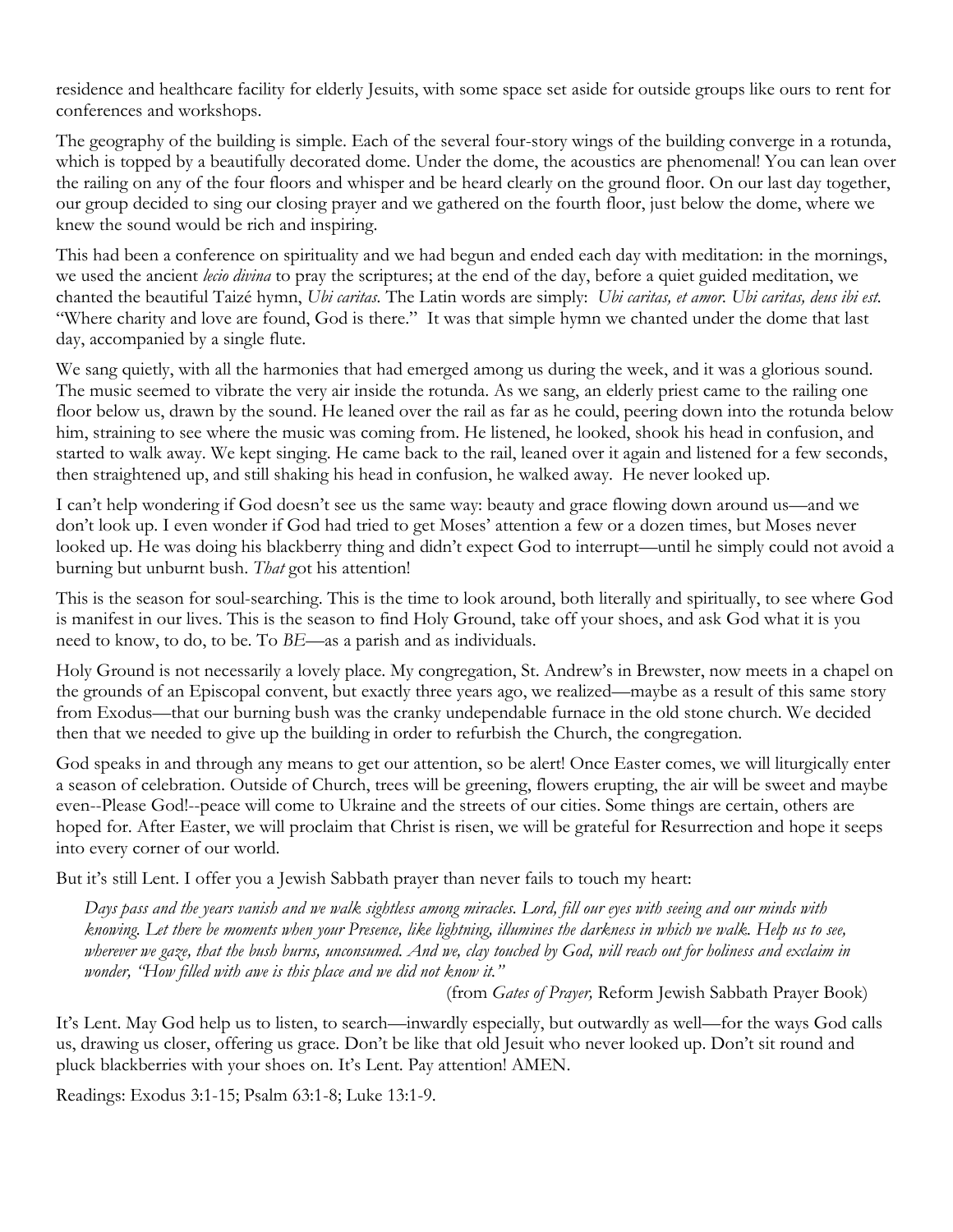residence and healthcare facility for elderly Jesuits, with some space set aside for outside groups like ours to rent for conferences and workshops.

The geography of the building is simple. Each of the several four-story wings of the building converge in a rotunda, which is topped by a beautifully decorated dome. Under the dome, the acoustics are phenomenal! You can lean over the railing on any of the four floors and whisper and be heard clearly on the ground floor. On our last day together, our group decided to sing our closing prayer and we gathered on the fourth floor, just below the dome, where we knew the sound would be rich and inspiring.

This had been a conference on spirituality and we had begun and ended each day with meditation: in the mornings, we used the ancient *lecio divina* to pray the scriptures; at the end of the day, before a quiet guided meditation, we chanted the beautiful Taizé hymn, *Ubi caritas.* The Latin words are simply: *Ubi caritas, et amor. Ubi caritas, deus ibi est.* "Where charity and love are found, God is there." It was that simple hymn we chanted under the dome that last day, accompanied by a single flute.

We sang quietly, with all the harmonies that had emerged among us during the week, and it was a glorious sound. The music seemed to vibrate the very air inside the rotunda. As we sang, an elderly priest came to the railing one floor below us, drawn by the sound. He leaned over the rail as far as he could, peering down into the rotunda below him, straining to see where the music was coming from. He listened, he looked, shook his head in confusion, and started to walk away. We kept singing. He came back to the rail, leaned over it again and listened for a few seconds, then straightened up, and still shaking his head in confusion, he walked away. He never looked up.

I can't help wondering if God doesn't see us the same way: beauty and grace flowing down around us—and we don't look up. I even wonder if God had tried to get Moses' attention a few or a dozen times, but Moses never looked up. He was doing his blackberry thing and didn't expect God to interrupt—until he simply could not avoid a burning but unburnt bush. *That* got his attention!

This is the season for soul-searching. This is the time to look around, both literally and spiritually, to see where God is manifest in our lives. This is the season to find Holy Ground, take off your shoes, and ask God what it is you need to know, to do, to be. To *BE*—as a parish and as individuals.

Holy Ground is not necessarily a lovely place. My congregation, St. Andrew's in Brewster, now meets in a chapel on the grounds of an Episcopal convent, but exactly three years ago, we realized—maybe as a result of this same story from Exodus—that our burning bush was the cranky undependable furnace in the old stone church. We decided then that we needed to give up the building in order to refurbish the Church, the congregation.

God speaks in and through any means to get our attention, so be alert! Once Easter comes, we will liturgically enter a season of celebration. Outside of Church, trees will be greening, flowers erupting, the air will be sweet and maybe even--Please God!--peace will come to Ukraine and the streets of our cities. Some things are certain, others are hoped for. After Easter, we will proclaim that Christ is risen, we will be grateful for Resurrection and hope it seeps into every corner of our world.

But it's still Lent. I offer you a Jewish Sabbath prayer than never fails to touch my heart:

> *Days pass and the years vanish and we walk sightless among miracles. Lord, fill our eyes with seeing and our minds with knowing. Let there be moments when your Presence, like lightning, illumines the darkness in which we walk. Help us to see, wherever we gaze, that the bush burns, unconsumed. And we, clay touched by God, will reach out for holiness and exclaim in wonder, "How filled with awe is this place and we did not know it."*
>
> (from *Gates of Prayer,* Reform Jewish Sabbath Prayer Book)

It's Lent. May God help us to listen, to search—inwardly especially, but outwardly as well—for the ways God calls us, drawing us closer, offering us grace. Don't be like that old Jesuit who never looked up. Don't sit round and pluck blackberries with your shoes on. It's Lent. Pay attention! AMEN.

Readings: Exodus 3:1-15; Psalm 63:1-8; Luke 13:1-9.